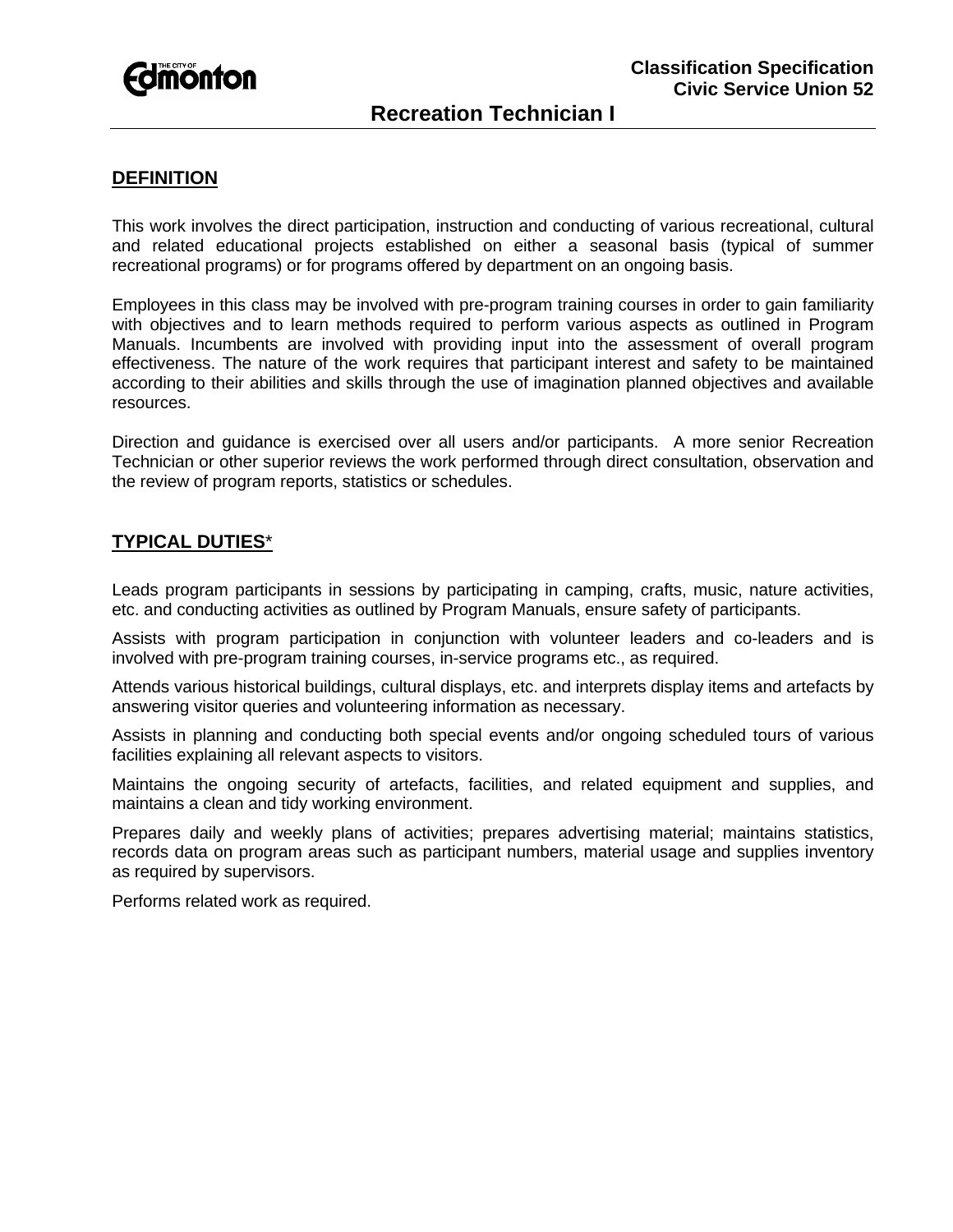Classification Specification
Civic Service Union 52

# Recreation Technician I

## DEFINITION

This work involves the direct participation, instruction and conducting of various recreational, cultural and related educational projects established on either a seasonal basis (typical of summer recreational programs) or for programs offered by department on an ongoing basis.

Employees in this class may be involved with pre-program training courses in order to gain familiarity with objectives and to learn methods required to perform various aspects as outlined in Program Manuals. Incumbents are involved with providing input into the assessment of overall program effectiveness. The nature of the work requires that participant interest and safety to be maintained according to their abilities and skills through the use of imagination planned objectives and available resources.

Direction and guidance is exercised over all users and/or participants. A more senior Recreation Technician or other superior reviews the work performed through direct consultation, observation and the review of program reports, statistics or schedules.

## TYPICAL DUTIES*

Leads program participants in sessions by participating in camping, crafts, music, nature activities, etc. and conducting activities as outlined by Program Manuals, ensure safety of participants.

Assists with program participation in conjunction with volunteer leaders and co-leaders and is involved with pre-program training courses, in-service programs etc., as required.

Attends various historical buildings, cultural displays, etc. and interprets display items and artefacts by answering visitor queries and volunteering information as necessary.

Assists in planning and conducting both special events and/or ongoing scheduled tours of various facilities explaining all relevant aspects to visitors.

Maintains the ongoing security of artefacts, facilities, and related equipment and supplies, and maintains a clean and tidy working environment.

Prepares daily and weekly plans of activities; prepares advertising material; maintains statistics, records data on program areas such as participant numbers, material usage and supplies inventory as required by supervisors.

Performs related work as required.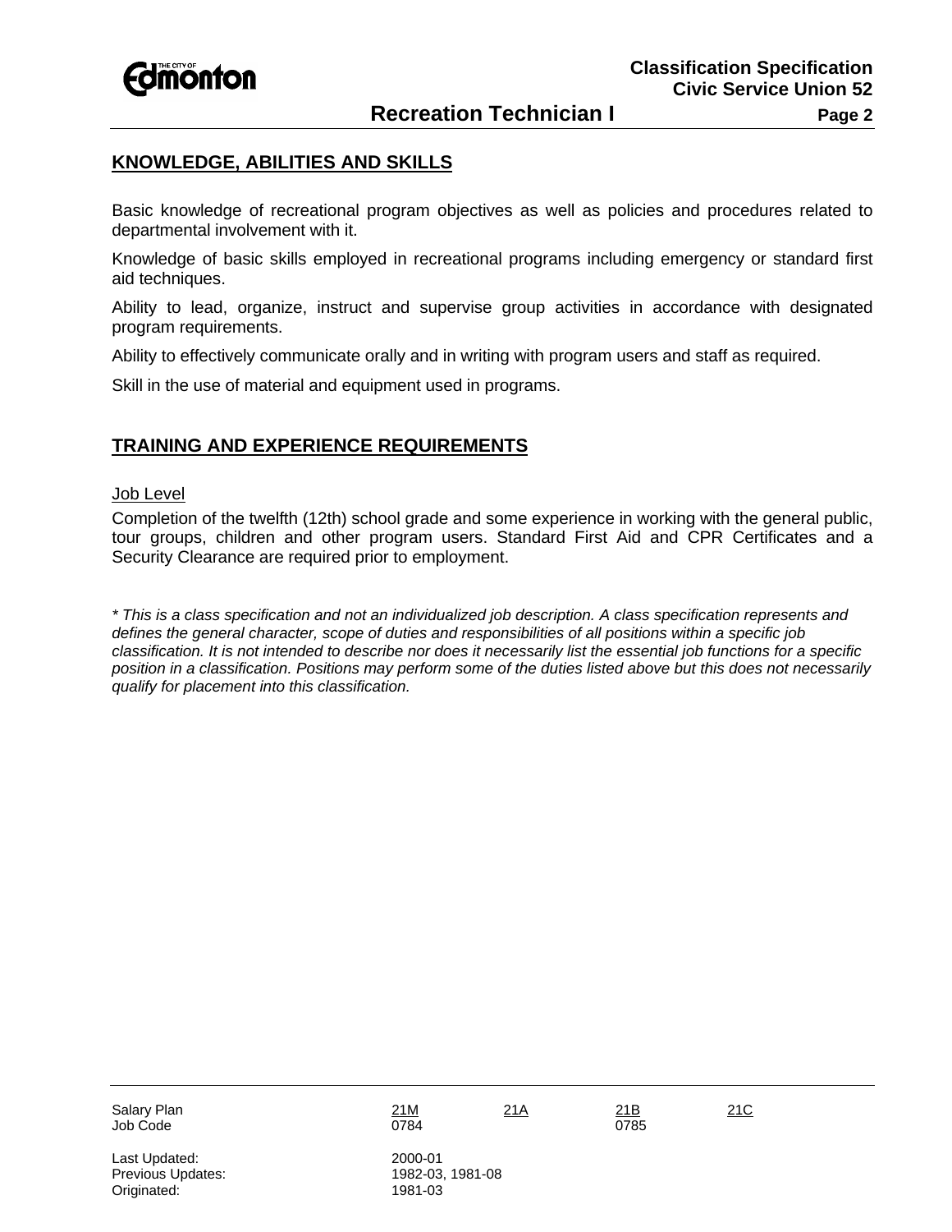## KNOWLEDGE, ABILITIES AND SKILLS

Basic knowledge of recreational program objectives as well as policies and procedures related to departmental involvement with it.

Knowledge of basic skills employed in recreational programs including emergency or standard first aid techniques.

Ability to lead, organize, instruct and supervise group activities in accordance with designated program requirements.

Ability to effectively communicate orally and in writing with program users and staff as required.

Skill in the use of material and equipment used in programs.

## TRAINING AND EXPERIENCE REQUIREMENTS

Job Level

Completion of the twelfth (12th) school grade and some experience in working with the general public, tour groups, children and other program users. Standard First Aid and CPR Certificates and a Security Clearance are required prior to employment.

*\* This is a class specification and not an individualized job description. A class specification represents and defines the general character, scope of duties and responsibilities of all positions within a specific job classification. It is not intended to describe nor does it necessarily list the essential job functions for a specific position in a classification. Positions may perform some of the duties listed above but this does not necessarily qualify for placement into this classification.*

| | | | | |
|---|---|---|---|---|
| Salary Plan | 21M | 21A | 21B | 21C |
| Job Code | 0784 | | 0785 | |

| | |
|---|---|
| Last Updated: | 2000-01 |
| Previous Updates: | 1982-03, 1981-08 |
| Originated: | 1981-03 |